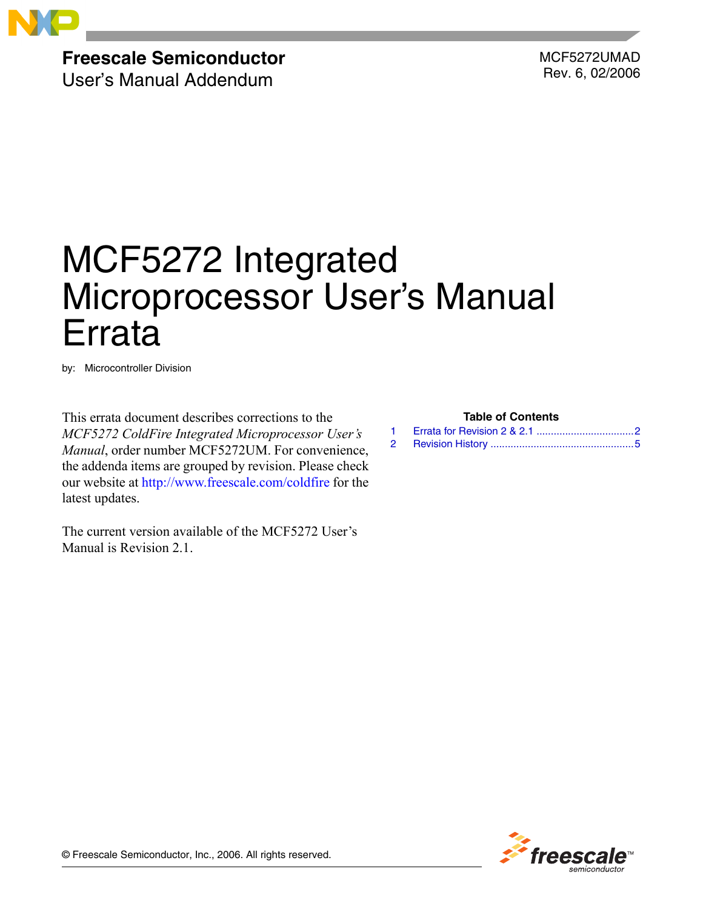**Freescale Semiconductor**
User's Manual Addendum

MCF5272UMAD
Rev. 6, 02/2006

# MCF5272 Integrated Microprocessor User's Manual Errata

by: Microcontroller Division

This errata document describes corrections to the *MCF5272 ColdFire Integrated Microprocessor User's Manual*, order number MCF5272UM. For convenience, the addenda items are grouped by revision. Please check our website at http://www.freescale.com/coldfire for the latest updates.

The current version available of the MCF5272 User's Manual is Revision 2.1.

**Table of Contents**

| | | |
|---|---|---|
| 1 | Errata for Revision 2 & 2.1 | 2 |
| 2 | Revision History | 5 |

© Freescale Semiconductor, Inc., 2006. All rights reserved.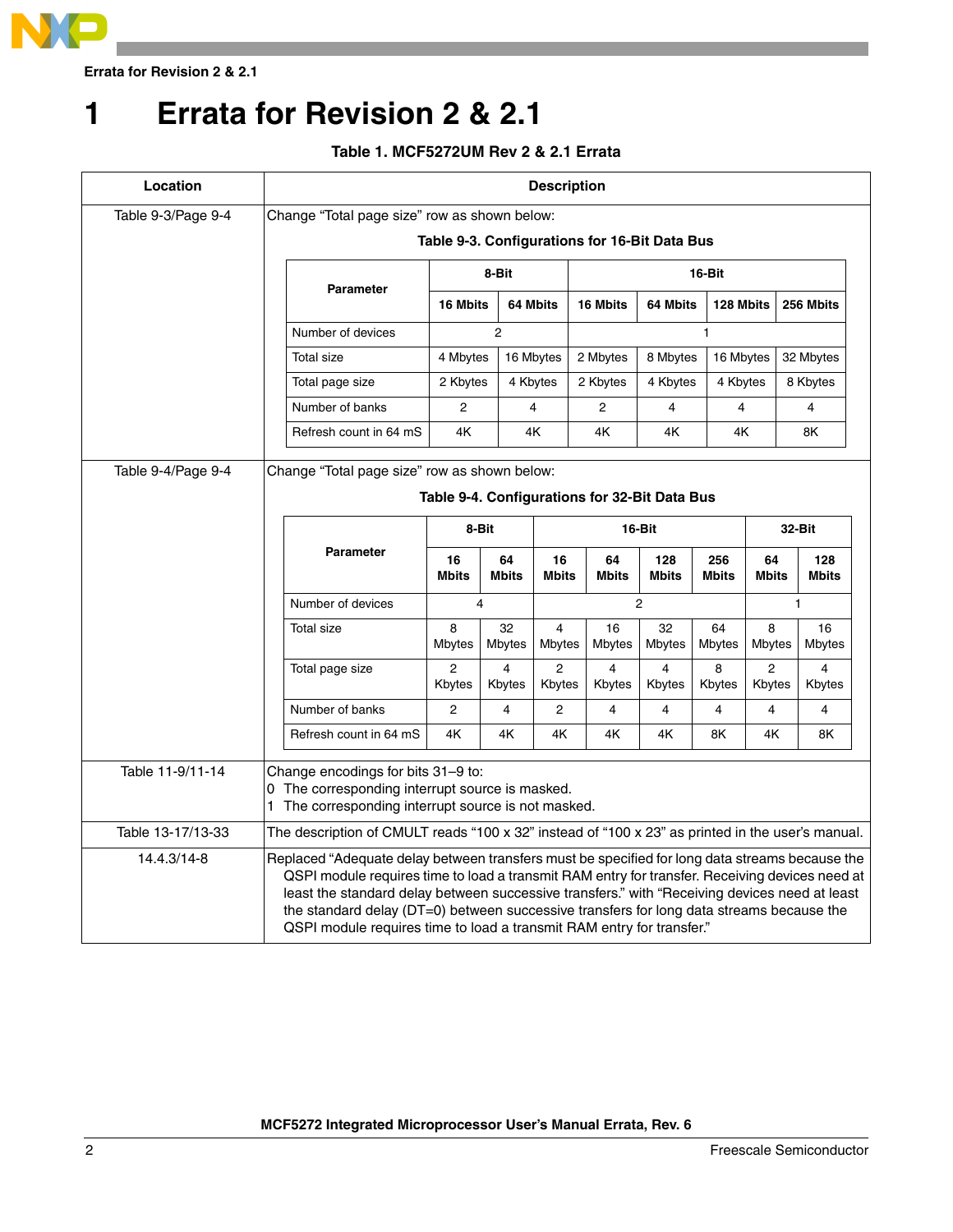# 1 Errata for Revision 2 & 2.1

**Table 1. MCF5272UM Rev 2 & 2.1 Errata**

| Location | Description |
|---|---|
| Table 9-3/Page 9-4 | Change "Total page size" row as shown below: (see Table 9-3 below) |
| Table 9-4/Page 9-4 | Change "Total page size" row as shown below: (see Table 9-4 below) |
| Table 11-9/11-14 | Change encodings for bits 31–9 to:<br>0 The corresponding interrupt source is masked.<br>1 The corresponding interrupt source is not masked. |
| Table 13-17/13-33 | The description of CMULT reads "100 x 32" instead of "100 x 23" as printed in the user's manual. |
| 14.4.3/14-8 | Replaced "Adequate delay between transfers must be specified for long data streams because the QSPI module requires time to load a transmit RAM entry for transfer. Receiving devices need at least the standard delay between successive transfers." with "Receiving devices need at least the standard delay (DT=0) between successive transfers for long data streams because the QSPI module requires time to load a transmit RAM entry for transfer." |

**Table 9-3. Configurations for 16-Bit Data Bus**

| Parameter | 8-Bit | | 16-Bit | | | |
|---|---|---|---|---|---|---|
| | 16 Mbits | 64 Mbits | 16 Mbits | 64 Mbits | 128 Mbits | 256 Mbits |
| Number of devices | 2 | | 1 | | | |
| Total size | 4 Mbytes | 16 Mbytes | 2 Mbytes | 8 Mbytes | 16 Mbytes | 32 Mbytes |
| Total page size | 2 Kbytes | 4 Kbytes | 2 Kbytes | 4 Kbytes | 4 Kbytes | 8 Kbytes |
| Number of banks | 2 | 4 | 2 | 4 | 4 | 4 |
| Refresh count in 64 mS | 4K | 4K | 4K | 4K | 4K | 8K |

**Table 9-4. Configurations for 32-Bit Data Bus**

| Parameter | 8-Bit | | 16-Bit | | | | 32-Bit | |
|---|---|---|---|---|---|---|---|---|
| | 16 Mbits | 64 Mbits | 16 Mbits | 64 Mbits | 128 Mbits | 256 Mbits | 64 Mbits | 128 Mbits |
| Number of devices | 4 | | 2 | | | | 1 | |
| Total size | 8 Mbytes | 32 Mbytes | 4 Mbytes | 16 Mbytes | 32 Mbytes | 64 Mbytes | 8 Mbytes | 16 Mbytes |
| Total page size | 2 Kbytes | 4 Kbytes | 2 Kbytes | 4 Kbytes | 4 Kbytes | 8 Kbytes | 2 Kbytes | 4 Kbytes |
| Number of banks | 2 | 4 | 2 | 4 | 4 | 4 | 4 | 4 |
| Refresh count in 64 mS | 4K | 4K | 4K | 4K | 4K | 8K | 4K | 8K |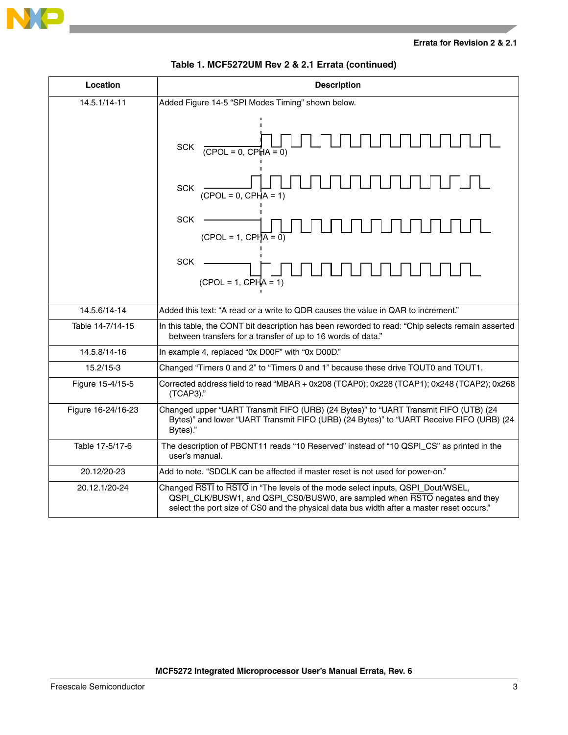## Table 1. MCF5272UM Rev 2 & 2.1 Errata (continued)

| Location | Description |
|---|---|
| 14.5.1/14-11 | Added Figure 14-5 “SPI Modes Timing” shown below.<br><br>SCK (CPOL = 0, CPHA = 0)<br>SCK (CPOL = 0, CPHA = 1)<br>SCK (CPOL = 1, CPHA = 0)<br>SCK (CPOL = 1, CPHA = 1) |
| 14.5.6/14-14 | Added this text: “A read or a write to QDR causes the value in QAR to increment.” |
| Table 14-7/14-15 | In this table, the CONT bit description has been reworded to read: “Chip selects remain asserted between transfers for a transfer of up to 16 words of data.” |
| 14.5.8/14-16 | In example 4, replaced “0x D00F” with “0x D00D.” |
| 15.2/15-3 | Changed “Timers 0 and 2” to “Timers 0 and 1” because these drive TOUT0 and TOUT1. |
| Figure 15-4/15-5 | Corrected address field to read “MBAR + 0x208 (TCAP0); 0x228 (TCAP1); 0x248 (TCAP2); 0x268 (TCAP3).” |
| Figure 16-24/16-23 | Changed upper “UART Transmit FIFO (URB) (24 Bytes)” to “UART Transmit FIFO (UTB) (24 Bytes)” and lower “UART Transmit FIFO (URB) (24 Bytes)” to “UART Receive FIFO (URB) (24 Bytes).” |
| Table 17-5/17-6 | The description of PBCNT11 reads “10 Reserved” instead of “10 QSPI_CS” as printed in the user’s manual. |
| 20.12/20-23 | Add to note. “SDCLK can be affected if master reset is not used for power-on.” |
| 20.12.1/20-24 | Changed $\overline{\text{RSTI}}$ to $\overline{\text{RSTO}}$ in “The levels of the mode select inputs, QSPI_Dout/WSEL, QSPI_CLK/BUSW1, and QSPI_CS0/BUSW0, are sampled when $\overline{\text{RSTO}}$ negates and they select the port size of $\overline{\text{CS0}}$ and the physical data bus width after a master reset occurs.” |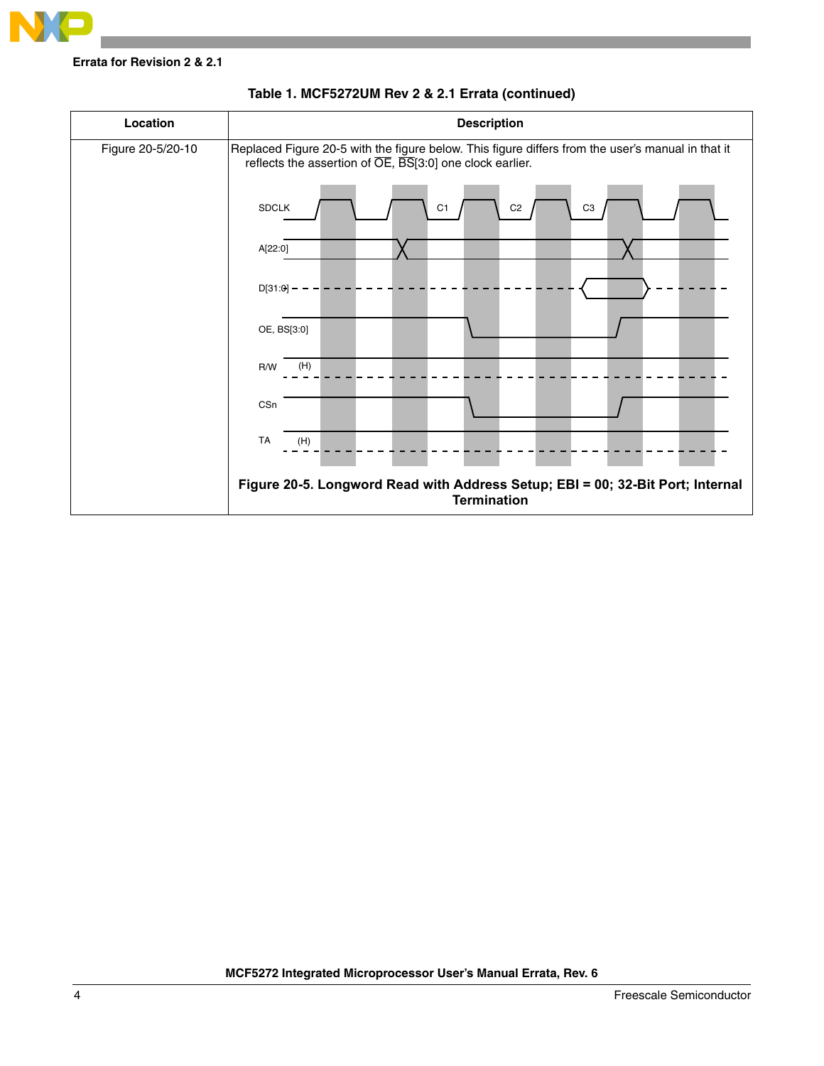Table 1. MCF5272UM Rev 2 & 2.1 Errata (continued)

| Location | Description |
|---|---|
| Figure 20-5/20-10 | Replaced Figure 20-5 with the figure below. This figure differs from the user's manual in that it reflects the assertion of OE, BS[3:0] one clock earlier. <br><br> Figure 20-5. Longword Read with Address Setup; EBI = 00; 32-Bit Port; Internal Termination |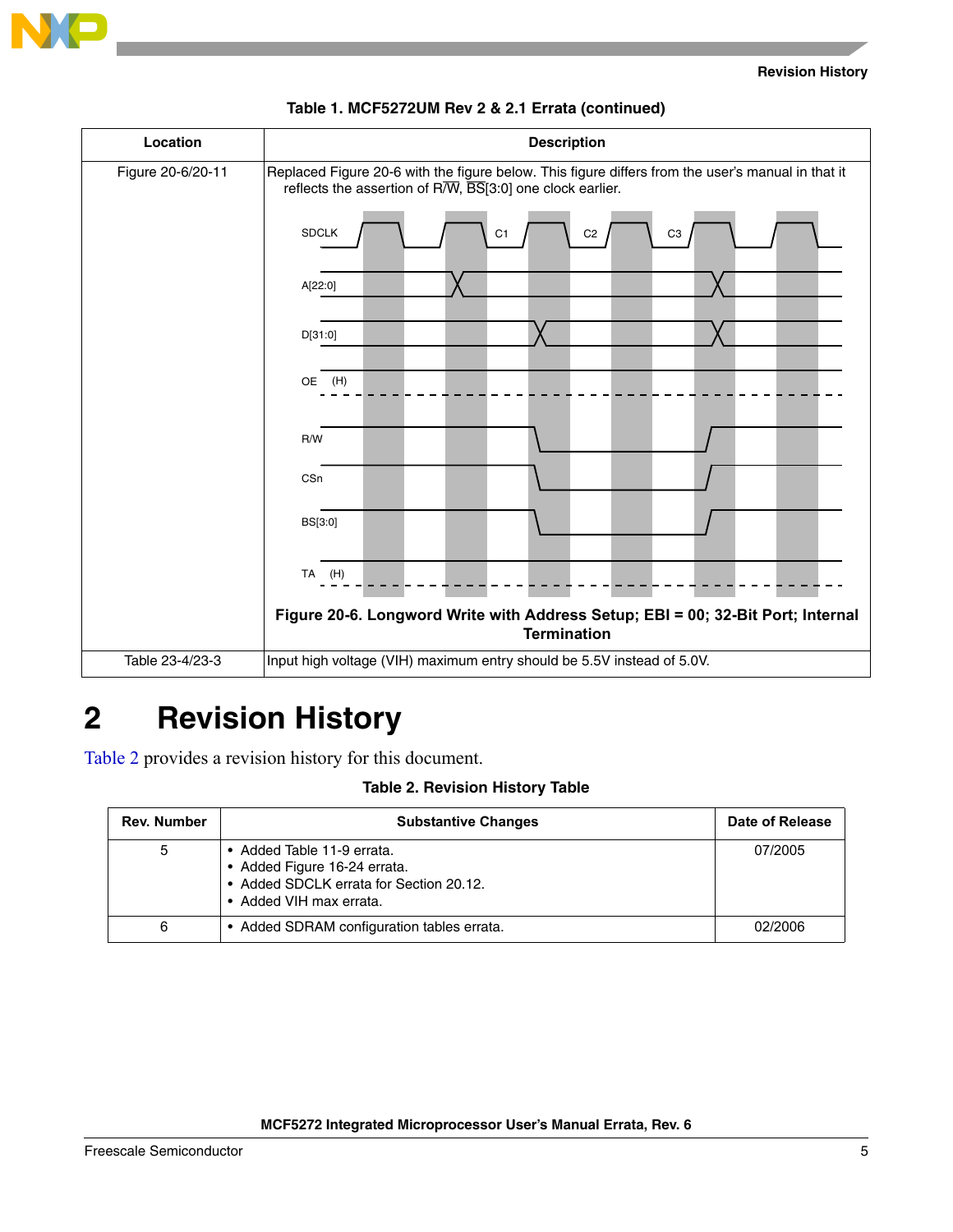Table 1. MCF5272UM Rev 2 & 2.1 Errata (continued)

| Location | Description |
|---|---|
| Figure 20-6/20-11 | Replaced Figure 20-6 with the figure below. This figure differs from the user's manual in that it reflects the assertion of R/W, BS[3:0] one clock earlier.<br><br>Figure 20-6. Longword Write with Address Setup; EBI = 00; 32-Bit Port; Internal Termination |
| Table 23-4/23-3 | Input high voltage (VIH) maximum entry should be 5.5V instead of 5.0V. |

# 2 Revision History

Table 2 provides a revision history for this document.

Table 2. Revision History Table

| Rev. Number | Substantive Changes | Date of Release |
|---|---|---|
| 5 | • Added Table 11-9 errata.<br>• Added Figure 16-24 errata.<br>• Added SDCLK errata for Section 20.12.<br>• Added VIH max errata. | 07/2005 |
| 6 | • Added SDRAM configuration tables errata. | 02/2006 |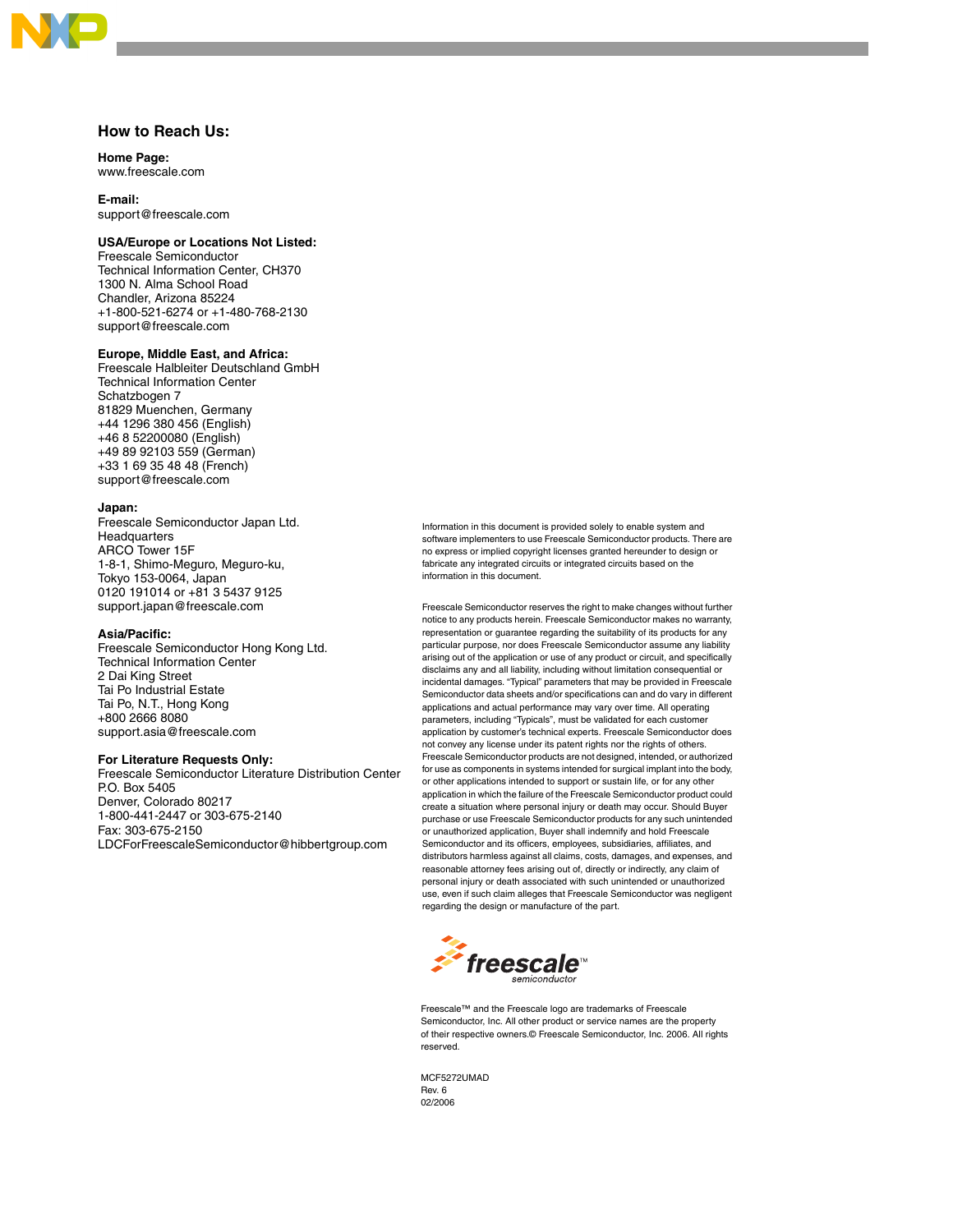## How to Reach Us:

**Home Page:**
www.freescale.com

**E-mail:**
support@freescale.com

**USA/Europe or Locations Not Listed:**
Freescale Semiconductor
Technical Information Center, CH370
1300 N. Alma School Road
Chandler, Arizona 85224
+1-800-521-6274 or +1-480-768-2130
support@freescale.com

**Europe, Middle East, and Africa:**
Freescale Halbleiter Deutschland GmbH
Technical Information Center
Schatzbogen 7
81829 Muenchen, Germany
+44 1296 380 456 (English)
+46 8 52200080 (English)
+49 89 92103 559 (German)
+33 1 69 35 48 48 (French)
support@freescale.com

**Japan:**
Freescale Semiconductor Japan Ltd.
Headquarters
ARCO Tower 15F
1-8-1, Shimo-Meguro, Meguro-ku,
Tokyo 153-0064, Japan
0120 191014 or +81 3 5437 9125
support.japan@freescale.com

**Asia/Pacific:**
Freescale Semiconductor Hong Kong Ltd.
Technical Information Center
2 Dai King Street
Tai Po Industrial Estate
Tai Po, N.T., Hong Kong
+800 2666 8080
support.asia@freescale.com

**For Literature Requests Only:**
Freescale Semiconductor Literature Distribution Center
P.O. Box 5405
Denver, Colorado 80217
1-800-441-2447 or 303-675-2140
Fax: 303-675-2150
LDCForFreescaleSemiconductor@hibbertgroup.com

Information in this document is provided solely to enable system and software implementers to use Freescale Semiconductor products. There are no express or implied copyright licenses granted hereunder to design or fabricate any integrated circuits or integrated circuits based on the information in this document.

Freescale Semiconductor reserves the right to make changes without further notice to any products herein. Freescale Semiconductor makes no warranty, representation or guarantee regarding the suitability of its products for any particular purpose, nor does Freescale Semiconductor assume any liability arising out of the application or use of any product or circuit, and specifically disclaims any and all liability, including without limitation consequential or incidental damages. "Typical" parameters that may be provided in Freescale Semiconductor data sheets and/or specifications can and do vary in different applications and actual performance may vary over time. All operating parameters, including "Typicals", must be validated for each customer application by customer's technical experts. Freescale Semiconductor does not convey any license under its patent rights nor the rights of others. Freescale Semiconductor products are not designed, intended, or authorized for use as components in systems intended for surgical implant into the body, or other applications intended to support or sustain life, or for any other application in which the failure of the Freescale Semiconductor product could create a situation where personal injury or death may occur. Should Buyer purchase or use Freescale Semiconductor products for any such unintended or unauthorized application, Buyer shall indemnify and hold Freescale Semiconductor and its officers, employees, subsidiaries, affiliates, and distributors harmless against all claims, costs, damages, and expenses, and reasonable attorney fees arising out of, directly or indirectly, any claim of personal injury or death associated with such unintended or unauthorized use, even if such claim alleges that Freescale Semiconductor was negligent regarding the design or manufacture of the part.

Freescale™ and the Freescale logo are trademarks of Freescale Semiconductor, Inc. All other product or service names are the property of their respective owners.© Freescale Semiconductor, Inc. 2006. All rights reserved.

MCF5272UMAD
Rev. 6
02/2006